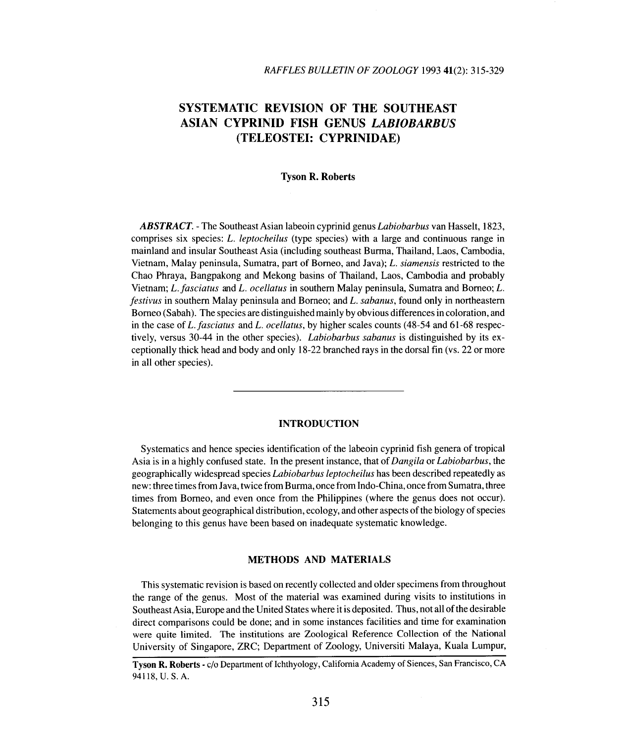# SYSTEMATIC REVISION OF THE SOUTHEAST ASIAN CYPRINID FISH GENUS *LABIOBARBUS* (TELEOSTEI: CYPRINIDAE)

**Tyson R. Roberts**

***ABSTRACT.*** - The Southeast Asian labeoin cyprinid genus *Labiobarbus* van Hasselt, 1823, comprises six species: *L. leptocheilus* (type species) with a large and continuous range in mainland and insular Southeast Asia (including southeast Burma, Thailand, Laos, Cambodia, Vietnam, Malay peninsula, Sumatra, part of Borneo, and Java); *L. siamensis* restricted to the Chao Phraya, Bangpakong and Mekong basins of Thailand, Laos, Cambodia and probably Vietnam; *L. fasciatus* and *L. ocellatus* in southern Malay peninsula, Sumatra and Borneo; *L. festivus* in southern Malay peninsula and Borneo; and *L. sabanus*, found only in northeastern Borneo (Sabah). The species are distinguished mainly by obvious differences in coloration, and in the case of *L. fasciatus* and *L. ocellatus*, by higher scales counts (48-54 and 61-68 respectively, versus 30-44 in the other species). *Labiobarbus sabanus* is distinguished by its exceptionally thick head and body and only 18-22 branched rays in the dorsal fin (vs. 22 or more in all other species).

---

## INTRODUCTION

Systematics and hence species identification of the labeoin cyprinid fish genera of tropical Asia is in a highly confused state. In the present instance, that of *Dangila* or *Labiobarbus*, the geographically widespread species *Labiobarbus leptocheilus* has been described repeatedly as new: three times from Java, twice from Burma, once from Indo-China, once from Sumatra, three times from Borneo, and even once from the Philippines (where the genus does not occur). Statements about geographical distribution, ecology, and other aspects of the biology of species belonging to this genus have been based on inadequate systematic knowledge.

## METHODS AND MATERIALS

This systematic revision is based on recently collected and older specimens from throughout the range of the genus. Most of the material was examined during visits to institutions in Southeast Asia, Europe and the United States where it is deposited. Thus, not all of the desirable direct comparisons could be done; and in some instances facilities and time for examination were quite limited. The institutions are Zoological Reference Collection of the National University of Singapore, ZRC; Department of Zoology, Universiti Malaya, Kuala Lumpur,

**Tyson R. Roberts** - c/o Department of Ichthyology, California Academy of Siences, San Francisco, CA 94118, U. S. A.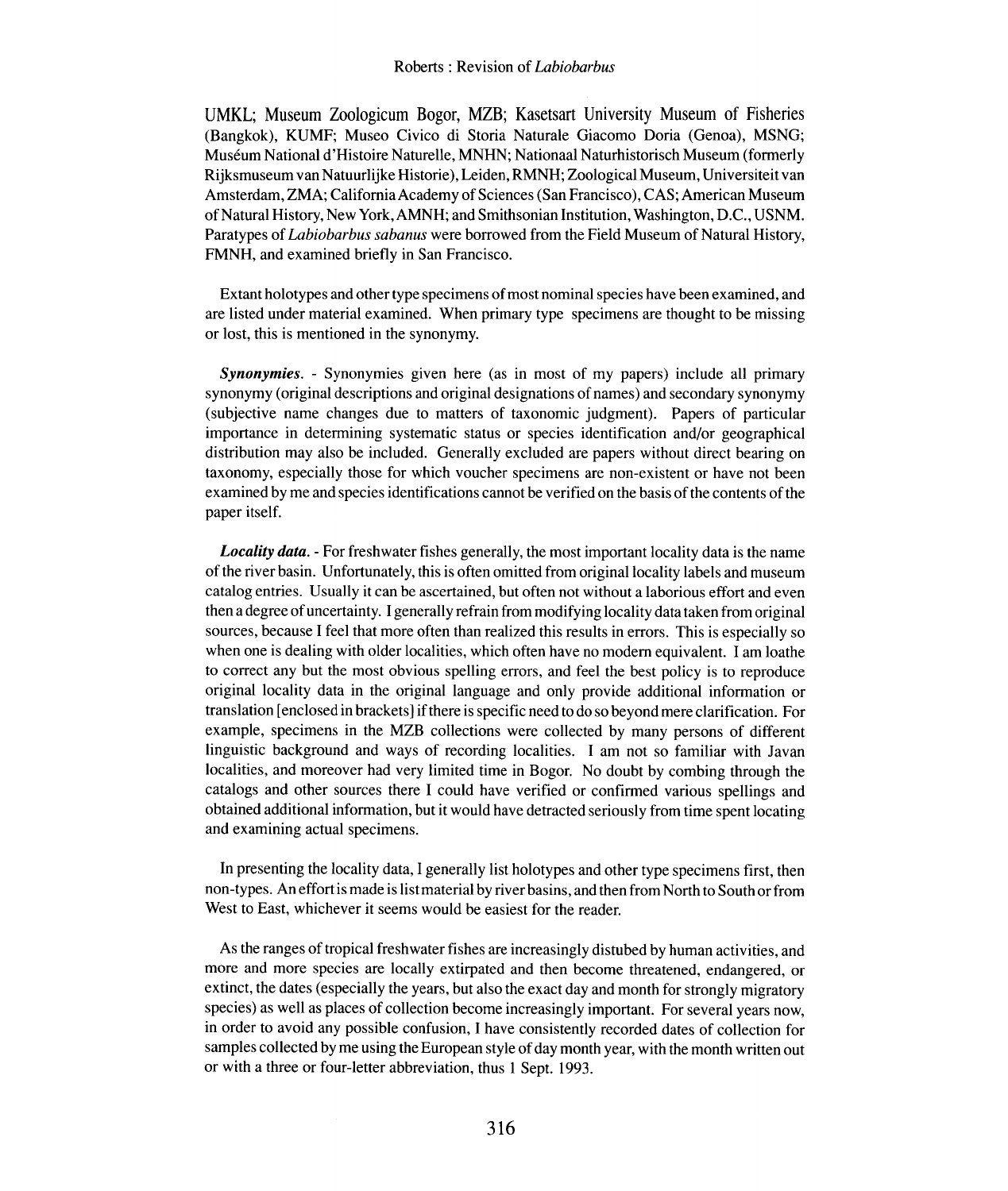UMKL; Museum Zoologicum Bogor, MZB; Kasetsart University Museum of Fisheries (Bangkok), KUMF; Museo Civico di Storia Naturale Giacomo Doria (Genoa), MSNG; Muséum National d'Histoire Naturelle, MNHN; Nationaal Naturhistorisch Museum (formerly Rijksmuseum van Natuurlijke Historie), Leiden, RMNH; Zoological Museum, Universiteit van Amsterdam, ZMA; California Academy of Sciences (San Francisco), CAS; American Museum of Natural History, New York, AMNH; and Smithsonian Institution, Washington, D.C., USNM. Paratypes of *Labiobarbus sabanus* were borrowed from the Field Museum of Natural History, FMNH, and examined briefly in San Francisco.

Extant holotypes and other type specimens of most nominal species have been examined, and are listed under material examined. When primary type specimens are thought to be missing or lost, this is mentioned in the synonymy.

***Synonymies.*** - Synonymies given here (as in most of my papers) include all primary synonymy (original descriptions and original designations of names) and secondary synonymy (subjective name changes due to matters of taxonomic judgment). Papers of particular importance in determining systematic status or species identification and/or geographical distribution may also be included. Generally excluded are papers without direct bearing on taxonomy, especially those for which voucher specimens are non-existent or have not been examined by me and species identifications cannot be verified on the basis of the contents of the paper itself.

***Locality data.*** - For freshwater fishes generally, the most important locality data is the name of the river basin. Unfortunately, this is often omitted from original locality labels and museum catalog entries. Usually it can be ascertained, but often not without a laborious effort and even then a degree of uncertainty. I generally refrain from modifying locality data taken from original sources, because I feel that more often than realized this results in errors. This is especially so when one is dealing with older localities, which often have no modern equivalent. I am loathe to correct any but the most obvious spelling errors, and feel the best policy is to reproduce original locality data in the original language and only provide additional information or translation [enclosed in brackets] if there is specific need to do so beyond mere clarification. For example, specimens in the MZB collections were collected by many persons of different linguistic background and ways of recording localities. I am not so familiar with Javan localities, and moreover had very limited time in Bogor. No doubt by combing through the catalogs and other sources there I could have verified or confirmed various spellings and obtained additional information, but it would have detracted seriously from time spent locating and examining actual specimens.

In presenting the locality data, I generally list holotypes and other type specimens first, then non-types. An effort is made is list material by river basins, and then from North to South or from West to East, whichever it seems would be easiest for the reader.

As the ranges of tropical freshwater fishes are increasingly distubed by human activities, and more and more species are locally extirpated and then become threatened, endangered, or extinct, the dates (especially the years, but also the exact day and month for strongly migratory species) as well as places of collection become increasingly important. For several years now, in order to avoid any possible confusion, I have consistently recorded dates of collection for samples collected by me using the European style of day month year, with the month written out or with a three or four-letter abbreviation, thus 1 Sept. 1993.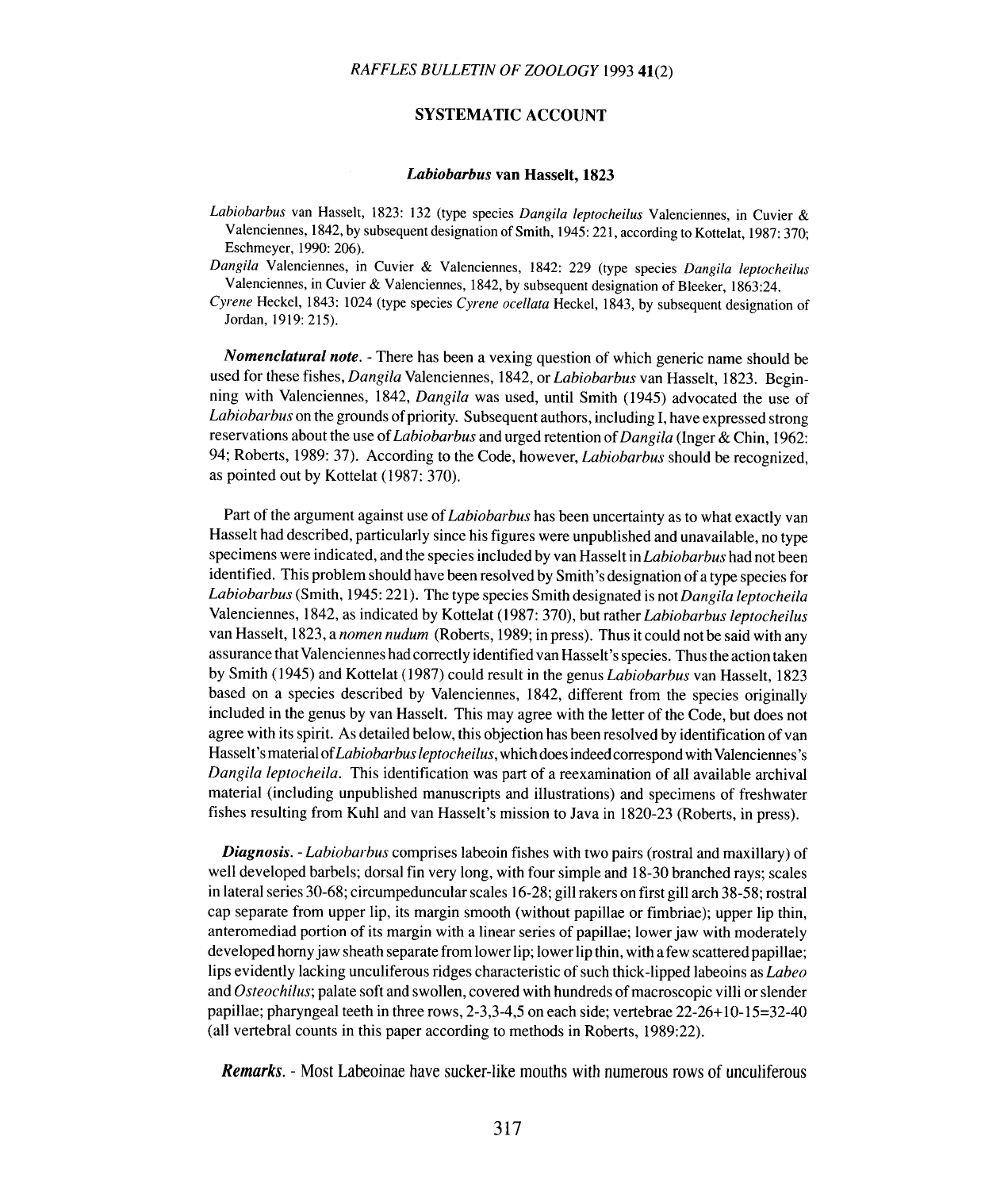## SYSTEMATIC ACCOUNT

### *Labiobarbus* van Hasselt, 1823

*Labiobarbus* van Hasselt, 1823: 132 (type species *Dangila leptocheilus* Valenciennes, in Cuvier & Valenciennes, 1842, by subsequent designation of Smith, 1945: 221, according to Kottelat, 1987: 370; Eschmeyer, 1990: 206).

*Dangila* Valenciennes, in Cuvier & Valenciennes, 1842: 229 (type species *Dangila leptocheilus* Valenciennes, in Cuvier & Valenciennes, 1842, by subsequent designation of Bleeker, 1863:24.

*Cyrene* Heckel, 1843: 1024 (type species *Cyrene ocellata* Heckel, 1843, by subsequent designation of Jordan, 1919: 215).

***Nomenclatural note.*** - There has been a vexing question of which generic name should be used for these fishes, *Dangila* Valenciennes, 1842, or *Labiobarbus* van Hasselt, 1823. Beginning with Valenciennes, 1842, *Dangila* was used, until Smith (1945) advocated the use of *Labiobarbus* on the grounds of priority. Subsequent authors, including I, have expressed strong reservations about the use of *Labiobarbus* and urged retention of *Dangila* (Inger & Chin, 1962: 94; Roberts, 1989: 37). According to the Code, however, *Labiobarbus* should be recognized, as pointed out by Kottelat (1987: 370).

Part of the argument against use of *Labiobarbus* has been uncertainty as to what exactly van Hasselt had described, particularly since his figures were unpublished and unavailable, no type specimens were indicated, and the species included by van Hasselt in *Labiobarbus* had not been identified. This problem should have been resolved by Smith's designation of a type species for *Labiobarbus* (Smith, 1945: 221). The type species Smith designated is not *Dangila leptocheila* Valenciennes, 1842, as indicated by Kottelat (1987: 370), but rather *Labiobarbus leptocheilus* van Hasselt, 1823, a *nomen nudum* (Roberts, 1989; in press). Thus it could not be said with any assurance that Valenciennes had correctly identified van Hasselt's species. Thus the action taken by Smith (1945) and Kottelat (1987) could result in the genus *Labiobarbus* van Hasselt, 1823 based on a species described by Valenciennes, 1842, different from the species originally included in the genus by van Hasselt. This may agree with the letter of the Code, but does not agree with its spirit. As detailed below, this objection has been resolved by identification of van Hasselt's material of *Labiobarbus leptocheilus*, which does indeed correspond with Valenciennes's *Dangila leptocheila*. This identification was part of a reexamination of all available archival material (including unpublished manuscripts and illustrations) and specimens of freshwater fishes resulting from Kuhl and van Hasselt's mission to Java in 1820-23 (Roberts, in press).

***Diagnosis.*** - *Labiobarbus* comprises labeoin fishes with two pairs (rostral and maxillary) of well developed barbels; dorsal fin very long, with four simple and 18-30 branched rays; scales in lateral series 30-68; circumpeduncular scales 16-28; gill rakers on first gill arch 38-58; rostral cap separate from upper lip, its margin smooth (without papillae or fimbriae); upper lip thin, anteromediad portion of its margin with a linear series of papillae; lower jaw with moderately developed horny jaw sheath separate from lower lip; lower lip thin, with a few scattered papillae; lips evidently lacking unculiferous ridges characteristic of such thick-lipped labeoins as *Labeo* and *Osteochilus*; palate soft and swollen, covered with hundreds of macroscopic villi or slender papillae; pharyngeal teeth in three rows, 2-3,3-4,5 on each side; vertebrae 22-26+10-15=32-40 (all vertebral counts in this paper according to methods in Roberts, 1989:22).

***Remarks.*** - Most Labeoinae have sucker-like mouths with numerous rows of unculiferous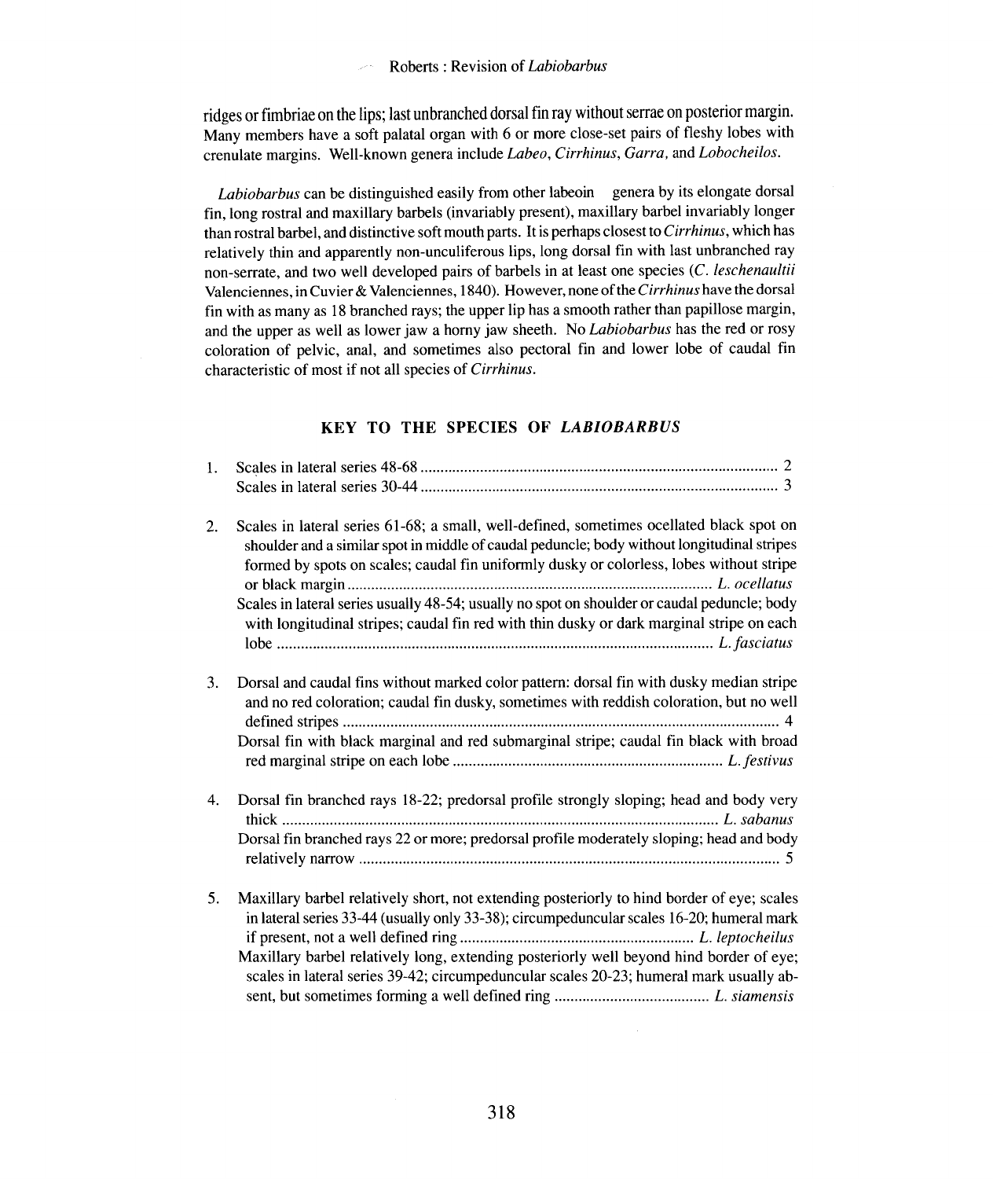ridges or fimbriae on the lips; last unbranched dorsal fin ray without serrae on posterior margin. Many members have a soft palatal organ with 6 or more close-set pairs of fleshy lobes with crenulate margins. Well-known genera include *Labeo*, *Cirrhinus*, *Garra*, and *Lobocheilos*.

*Labiobarbus* can be distinguished easily from other labeoin genera by its elongate dorsal fin, long rostral and maxillary barbels (invariably present), maxillary barbel invariably longer than rostral barbel, and distinctive soft mouth parts. It is perhaps closest to *Cirrhinus*, which has relatively thin and apparently non-unculiferous lips, long dorsal fin with last unbranched ray non-serrate, and two well developed pairs of barbels in at least one species (*C. leschenaultii* Valenciennes, in Cuvier & Valenciennes, 1840). However, none of the *Cirrhinus* have the dorsal fin with as many as 18 branched rays; the upper lip has a smooth rather than papillose margin, and the upper as well as lower jaw a horny jaw sheeth. No *Labiobarbus* has the red or rosy coloration of pelvic, anal, and sometimes also pectoral fin and lower lobe of caudal fin characteristic of most if not all species of *Cirrhinus*.

## KEY TO THE SPECIES OF *LABIOBARBUS*

1. Scales in lateral series 48-68 .......... 2
   Scales in lateral series 30-44 .......... 3

2. Scales in lateral series 61-68; a small, well-defined, sometimes ocellated black spot on shoulder and a similar spot in middle of caudal peduncle; body without longitudinal stripes formed by spots on scales; caudal fin uniformly dusky or colorless, lobes without stripe or black margin .......... *L. ocellatus*
   Scales in lateral series usually 48-54; usually no spot on shoulder or caudal peduncle; body with longitudinal stripes; caudal fin red with thin dusky or dark marginal stripe on each lobe .......... *L. fasciatus*

3. Dorsal and caudal fins without marked color pattern: dorsal fin with dusky median stripe and no red coloration; caudal fin dusky, sometimes with reddish coloration, but no well defined stripes .......... 4
   Dorsal fin with black marginal and red submarginal stripe; caudal fin black with broad red marginal stripe on each lobe .......... *L. festivus*

4. Dorsal fin branched rays 18-22; predorsal profile strongly sloping; head and body very thick .......... *L. sabanus*
   Dorsal fin branched rays 22 or more; predorsal profile moderately sloping; head and body relatively narrow .......... 5

5. Maxillary barbel relatively short, not extending posteriorly to hind border of eye; scales in lateral series 33-44 (usually only 33-38); circumpeduncular scales 16-20; humeral mark if present, not a well defined ring .......... *L. leptocheilus*
   Maxillary barbel relatively long, extending posteriorly well beyond hind border of eye; scales in lateral series 39-42; circumpeduncular scales 20-23; humeral mark usually absent, but sometimes forming a well defined ring .......... *L. siamensis*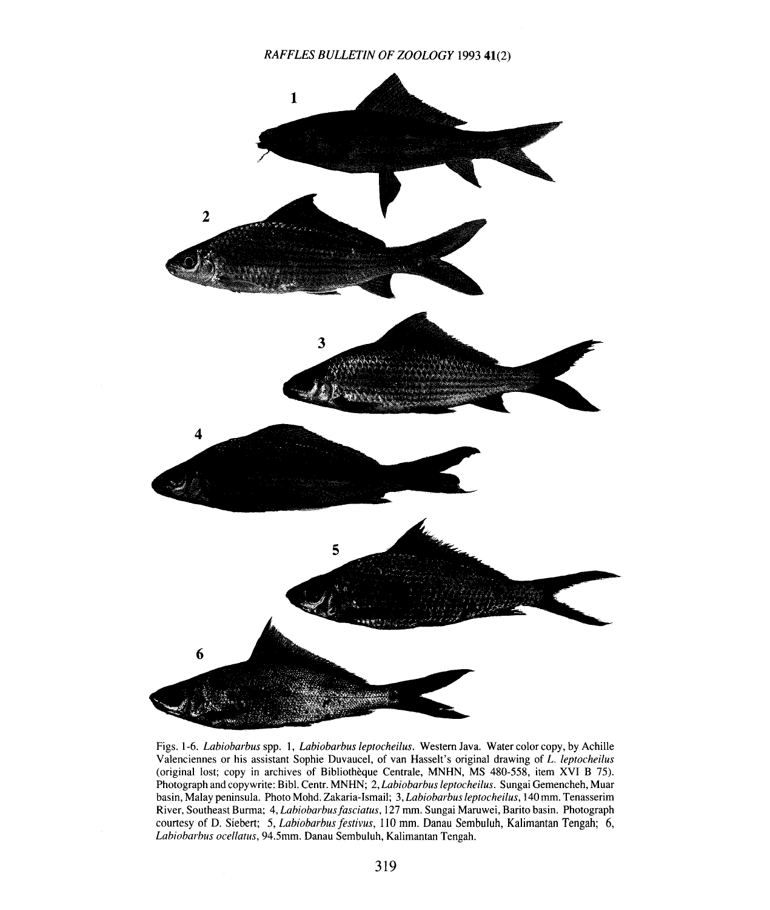Figs. 1-6. *Labiobarbus* spp. 1, *Labiobarbus leptocheilus*. Western Java. Water color copy, by Achille Valenciennes or his assistant Sophie Duvaucel, of van Hasselt's original drawing of *L. leptocheilus* (original lost; copy in archives of Bibliothèque Centrale, MNHN, MS 480-558, item XVI B 75). Photograph and copywrite: Bibl. Centr. MNHN; 2, *Labiobarbus leptocheilus*. Sungai Gemencheh, Muar basin, Malay peninsula. Photo Mohd. Zakaria-Ismail; 3, *Labiobarbus leptocheilus*, 140 mm. Tenasserim River, Southeast Burma; 4, *Labiobarbus fasciatus*, 127 mm. Sungai Maruwei, Barito basin. Photograph courtesy of D. Siebert; 5, *Labiobarbus festivus*, 110 mm. Danau Sembuluh, Kalimantan Tengah; 6, *Labiobarbus ocellatus*, 94.5mm. Danau Sembuluh, Kalimantan Tengah.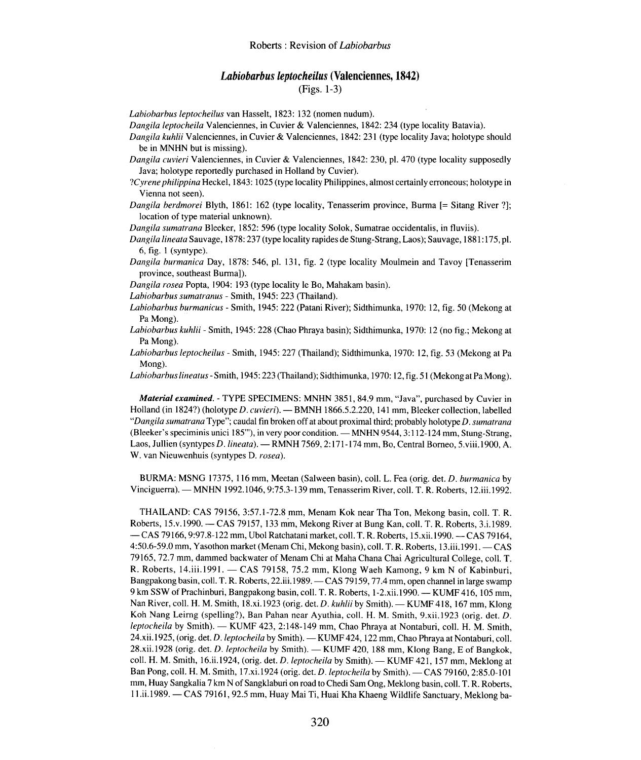### *Labiobarbus leptocheilus* (Valenciennes, 1842)

(Figs. 1-3)

*Labiobarbus leptocheilus* van Hasselt, 1823: 132 (nomen nudum).

*Dangila leptocheila* Valenciennes, in Cuvier & Valenciennes, 1842: 234 (type locality Batavia).

*Dangila kuhlii* Valenciennes, in Cuvier & Valenciennes, 1842: 231 (type locality Java; holotype should be in MNHN but is missing).

*Dangila cuvieri* Valenciennes, in Cuvier & Valenciennes, 1842: 230, pl. 470 (type locality supposedly Java; holotype reportedly purchased in Holland by Cuvier).

?*Cyrene philippina* Heckel, 1843: 1025 (type locality Philippines, almost certainly erroneous; holotype in Vienna not seen).

*Dangila berdmorei* Blyth, 1861: 162 (type locality, Tenasserim province, Burma [= Sitang River ?]; location of type material unknown).

*Dangila sumatrana* Bleeker, 1852: 596 (type locality Solok, Sumatrae occidentalis, in fluviis).

*Dangila lineata* Sauvage, 1878: 237 (type locality rapides de Stung-Strang, Laos); Sauvage, 1881: 175, pl. 6, fig. 1 (syntype).

*Dangila burmanica* Day, 1878: 546, pl. 131, fig. 2 (type locality Moulmein and Tavoy [Tenasserim province, southeast Burma]).

*Dangila rosea* Popta, 1904: 193 (type locality le Bo, Mahakam basin).

*Labiobarbus sumatranus* - Smith, 1945: 223 (Thailand).

*Labiobarbus burmanicus* - Smith, 1945: 222 (Patani River); Sidthimunka, 1970: 12, fig. 50 (Mekong at Pa Mong).

*Labiobarbus kuhlii* - Smith, 1945: 228 (Chao Phraya basin); Sidthimunka, 1970: 12 (no fig.; Mekong at Pa Mong).

*Labiobarbus leptocheilus* - Smith, 1945: 227 (Thailand); Sidthimunka, 1970: 12, fig. 53 (Mekong at Pa Mong).

*Labiobarbus lineatus* - Smith, 1945: 223 (Thailand); Sidthimunka, 1970: 12, fig. 51 (Mekong at Pa Mong).

***Material examined***. - TYPE SPECIMENS: MNHN 3851, 84.9 mm, "Java", purchased by Cuvier in Holland (in 1824?) (holotype *D. cuvieri*). — BMNH 1866.5.2.220, 141 mm, Bleeker collection, labelled "*Dangila sumatrana* Type"; caudal fin broken off at about proximal third; probably holotype *D. sumatrana* (Bleeker's speciminis unici 185'"), in very poor condition. — MNHN 9544, 3:112-124 mm, Stung-Strang, Laos, Jullien (syntypes *D. lineata*). — RMNH 7569, 2:171-174 mm, Bo, Central Borneo, 5.viii.1900, A. W. van Nieuwenhuis (syntypes D. *rosea*).

BURMA: MSNG 17375, 116 mm, Meetan (Salween basin), coll. L. Fea (orig. det. *D. burmanica* by Vinciguerra). — MNHN 1992.1046, 9:75.3-139 mm, Tenasserim River, coll. T. R. Roberts, 12.iii.1992.

THAILAND: CAS 79156, 3:57.1-72.8 mm, Menam Kok near Tha Ton, Mekong basin, coll. T. R. Roberts, 15.v.1990. — CAS 79157, 133 mm, Mekong River at Bung Kan, coll. T. R. Roberts, 3.i.1989. — CAS 79166, 9:97.8-122 mm, Ubol Ratchatani market, coll. T. R. Roberts, 15.xii.1990. — CAS 79164, 4:50.6-59.0 mm, Yasothon market (Menam Chi, Mekong basin), coll. T. R. Roberts, 13.iii.1991. — CAS 79165, 72.7 mm, dammed backwater of Menam Chi at Maha Chana Chai Agricultural College, coll. T. R. Roberts, 14.iii.1991. — CAS 79158, 75.2 mm, Klong Waeh Kamong, 9 km N of Kabinburi, Bangpakong basin, coll. T. R. Roberts, 22.iii.1989. — CAS 79159, 77.4 mm, open channel in large swamp 9 km SSW of Prachinburi, Bangpakong basin, coll. T. R. Roberts, 1-2.xii.1990. — KUMF 416, 105 mm, Nan River, coll. H. M. Smith, 18.xi.1923 (orig. det. *D. kuhlii* by Smith). — KUMF 418, 167 mm, Klong Koh Nang Leirng (spelling?), Ban Pahan near Ayuthia, coll. H. M. Smith, 9.xii.1923 (orig. det. *D. leptocheila* by Smith). — KUMF 423, 2:148-149 mm, Chao Phraya at Nontaburi, coll. H. M. Smith, 24.xii.1925, (orig. det. *D. leptocheila* by Smith). — KUMF 424, 122 mm, Chao Phraya at Nontaburi, coll. 28.xii.1928 (orig. det. *D. leptocheila* by Smith). — KUMF 420, 188 mm, Klong Bang, E of Bangkok, coll. H. M. Smith, 16.ii.1924, (orig. det. *D. leptocheila* by Smith). — KUMF 421, 157 mm, Meklong at Ban Pong, coll. H. M. Smith, 17.xi.1924 (orig. det. *D. leptocheila* by Smith). — CAS 79160, 2:85.0-101 mm, Huay Sangkalia 7 km N of Sangklaburi on road to Chedi Sam Ong, Meklong basin, coll. T. R. Roberts, 11.ii.1989. — CAS 79161, 92.5 mm, Huay Mai Ti, Huai Kha Khaeng Wildlife Sanctuary, Meklong ba-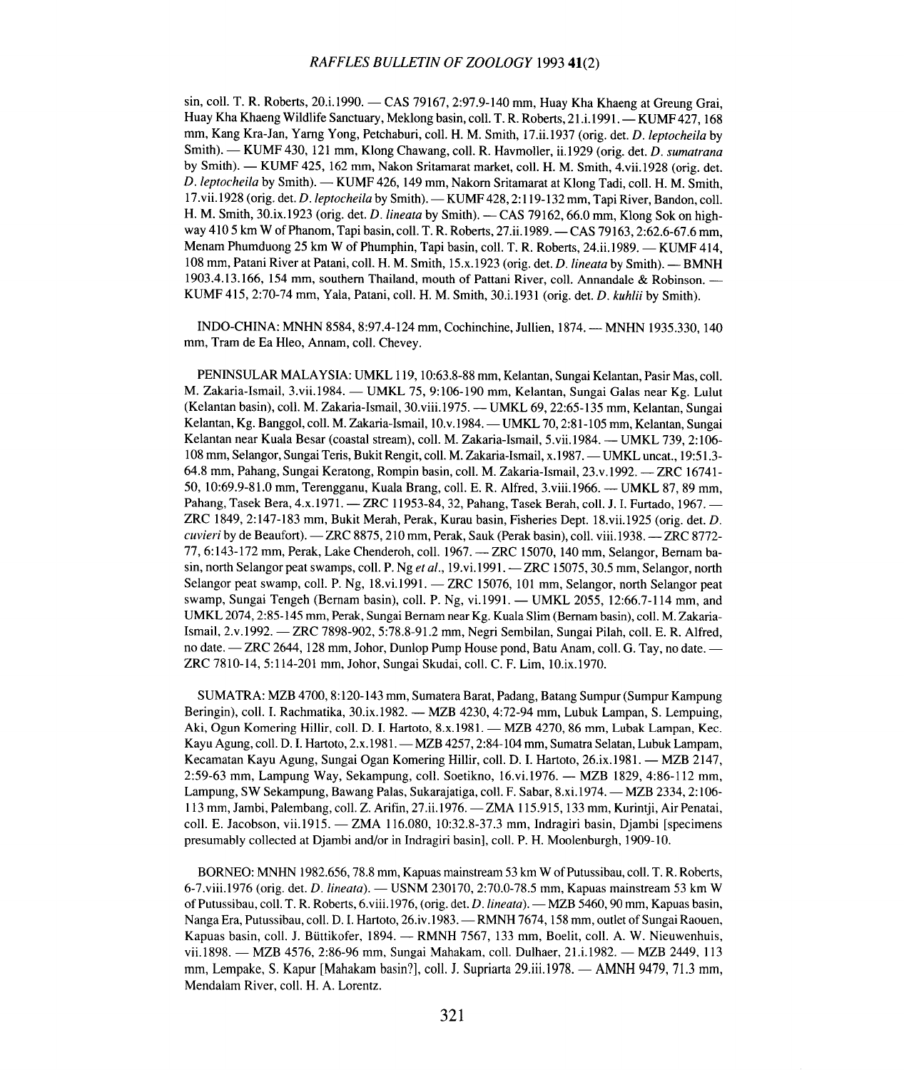sin, coll. T. R. Roberts, 20.i.1990. — CAS 79167, 2:97.9-140 mm, Huay Kha Khaeng at Greung Grai, Huay Kha Khaeng Wildlife Sanctuary, Meklong basin, coll. T. R. Roberts, 21.i.1991. — KUMF 427, 168 mm, Kang Kra-Jan, Yarng Yong, Petchaburi, coll. H. M. Smith, 17.ii.1937 (orig. det. *D. leptocheila* by Smith). — KUMF 430, 121 mm, Klong Chawang, coll. R. Havmoller, ii.1929 (orig. det. *D. sumatrana* by Smith). — KUMF 425, 162 mm, Nakon Sritamarat market, coll. H. M. Smith, 4.vii.1928 (orig. det. *D. leptocheila* by Smith). — KUMF 426, 149 mm, Nakorn Sritamarat at Klong Tadi, coll. H. M. Smith, 17.vii.1928 (orig. det. *D. leptocheila* by Smith). — KUMF 428, 2:119-132 mm, Tapi River, Bandon, coll. H. M. Smith, 30.ix.1923 (orig. det. *D. lineata* by Smith). — CAS 79162, 66.0 mm, Klong Sok on highway 410 5 km W of Phanom, Tapi basin, coll. T. R. Roberts, 27.ii.1989. — CAS 79163, 2:62.6-67.6 mm, Menam Phumduong 25 km W of Phumphin, Tapi basin, coll. T. R. Roberts, 24.ii.1989. — KUMF 414, 108 mm, Patani River at Patani, coll. H. M. Smith, 15.x.1923 (orig. det. *D. lineata* by Smith). — BMNH 1903.4.13.166, 154 mm, southern Thailand, mouth of Pattani River, coll. Annandale & Robinson. — KUMF 415, 2:70-74 mm, Yala, Patani, coll. H. M. Smith, 30.i.1931 (orig. det. *D. kuhlii* by Smith).

INDO-CHINA: MNHN 8584, 8:97.4-124 mm, Cochinchine, Jullien, 1874. — MNHN 1935.330, 140 mm, Tram de Ea Hleo, Annam, coll. Chevey.

PENINSULAR MALAYSIA: UMKL 119, 10:63.8-88 mm, Kelantan, Sungai Kelantan, Pasir Mas, coll. M. Zakaria-Ismail, 3.vii.1984. — UMKL 75, 9:106-190 mm, Kelantan, Sungai Galas near Kg. Lulut (Kelantan basin), coll. M. Zakaria-Ismail, 30.viii.1975. — UMKL 69, 22:65-135 mm, Kelantan, Sungai Kelantan, Kg. Banggol, coll. M. Zakaria-Ismail, 10.v.1984. — UMKL 70, 2:81-105 mm, Kelantan, Sungai Kelantan near Kuala Besar (coastal stream), coll. M. Zakaria-Ismail, 5.vii.1984. — UMKL 739, 2:106-108 mm, Selangor, Sungai Teris, Bukit Rengit, coll. M. Zakaria-Ismail, x.1987. — UMKL uncat., 19:51.3-64.8 mm, Pahang, Sungai Keratong, Rompin basin, coll. M. Zakaria-Ismail, 23.v.1992. — ZRC 16741-50, 10:69.9-81.0 mm, Terengganu, Kuala Brang, coll. E. R. Alfred, 3.viii.1966. — UMKL 87, 89 mm, Pahang, Tasek Bera, 4.x.1971. — ZRC 11953-84, 32, Pahang, Tasek Berah, coll. J. I. Furtado, 1967. — ZRC 1849, 2:147-183 mm, Bukit Merah, Perak, Kurau basin, Fisheries Dept. 18.vii.1925 (orig. det. *D. cuvieri* by de Beaufort). — ZRC 8875, 210 mm, Perak, Sauk (Perak basin), coll. viii.1938. — ZRC 8772-77, 6:143-172 mm, Perak, Lake Chenderoh, coll. 1967. — ZRC 15070, 140 mm, Selangor, Bernam basin, north Selangor peat swamps, coll. P. Ng *et al.*, 19.vi.1991. — ZRC 15075, 30.5 mm, Selangor, north Selangor peat swamp, coll. P. Ng, 18.vi.1991. — ZRC 15076, 101 mm, Selangor, north Selangor peat swamp, Sungai Tengeh (Bernam basin), coll. P. Ng, vi.1991. — UMKL 2055, 12:66.7-114 mm, and UMKL 2074, 2:85-145 mm, Perak, Sungai Bernam near Kg. Kuala Slim (Bernam basin), coll. M. Zakaria-Ismail, 2.v.1992. — ZRC 7898-902, 5:78.8-91.2 mm, Negri Sembilan, Sungai Pilah, coll. E. R. Alfred, no date. — ZRC 2644, 128 mm, Johor, Dunlop Pump House pond, Batu Anam, coll. G. Tay, no date. — ZRC 7810-14, 5:114-201 mm, Johor, Sungai Skudai, coll. C. F. Lim, 10.ix.1970.

SUMATRA: MZB 4700, 8:120-143 mm, Sumatera Barat, Padang, Batang Sumpur (Sumpur Kampung Beringin), coll. I. Rachmatika, 30.ix.1982. — MZB 4230, 4:72-94 mm, Lubuk Lampan, S. Lempuing, Aki, Ogun Komering Hillir, coll. D. I. Hartoto, 8.x.1981. — MZB 4270, 86 mm, Lubak Lampan, Kec. Kayu Agung, coll. D. I. Hartoto, 2.x.1981. — MZB 4257, 2:84-104 mm, Sumatra Selatan, Lubuk Lampam, Kecamatan Kayu Agung, Sungai Ogan Komering Hillir, coll. D. I. Hartoto, 26.ix.1981. — MZB 2147, 2:59-63 mm, Lampung Way, Sekampung, coll. Soetikno, 16.vi.1976. — MZB 1829, 4:86-112 mm, Lampung, SW Sekampung, Bawang Palas, Sukarajatiga, coll. F. Sabar, 8.xi.1974. — MZB 2334, 2:106-113 mm, Jambi, Palembang, coll. Z. Arifin, 27.ii.1976. — ZMA 115.915, 133 mm, Kurintji, Air Penatai, coll. E. Jacobson, vii.1915. — ZMA 116.080, 10:32.8-37.3 mm, Indragiri basin, Djambi [specimens presumably collected at Djambi and/or in Indragiri basin], coll. P. H. Moolenburgh, 1909-10.

BORNEO: MNHN 1982.656, 78.8 mm, Kapuas mainstream 53 km W of Putussibau, coll. T. R. Roberts, 6-7.viii.1976 (orig. det. *D. lineata*). — USNM 230170, 2:70.0-78.5 mm, Kapuas mainstream 53 km W of Putussibau, coll. T. R. Roberts, 6.viii.1976, (orig. det. *D. lineata*). — MZB 5460, 90 mm, Kapuas basin, Nanga Era, Putussibau, coll. D. I. Hartoto, 26.iv.1983. — RMNH 7674, 158 mm, outlet of Sungai Raouen, Kapuas basin, coll. J. Büttikofer, 1894. — RMNH 7567, 133 mm, Boelit, coll. A. W. Nieuwenhuis, vii.1898. — MZB 4576, 2:86-96 mm, Sungai Mahakam, coll. Dulhaer, 21.i.1982. — MZB 2449, 113 mm, Lempake, S. Kapur [Mahakam basin?], coll. J. Supriarta 29.iii.1978. — AMNH 9479, 71.3 mm, Mendalam River, coll. H. A. Lorentz.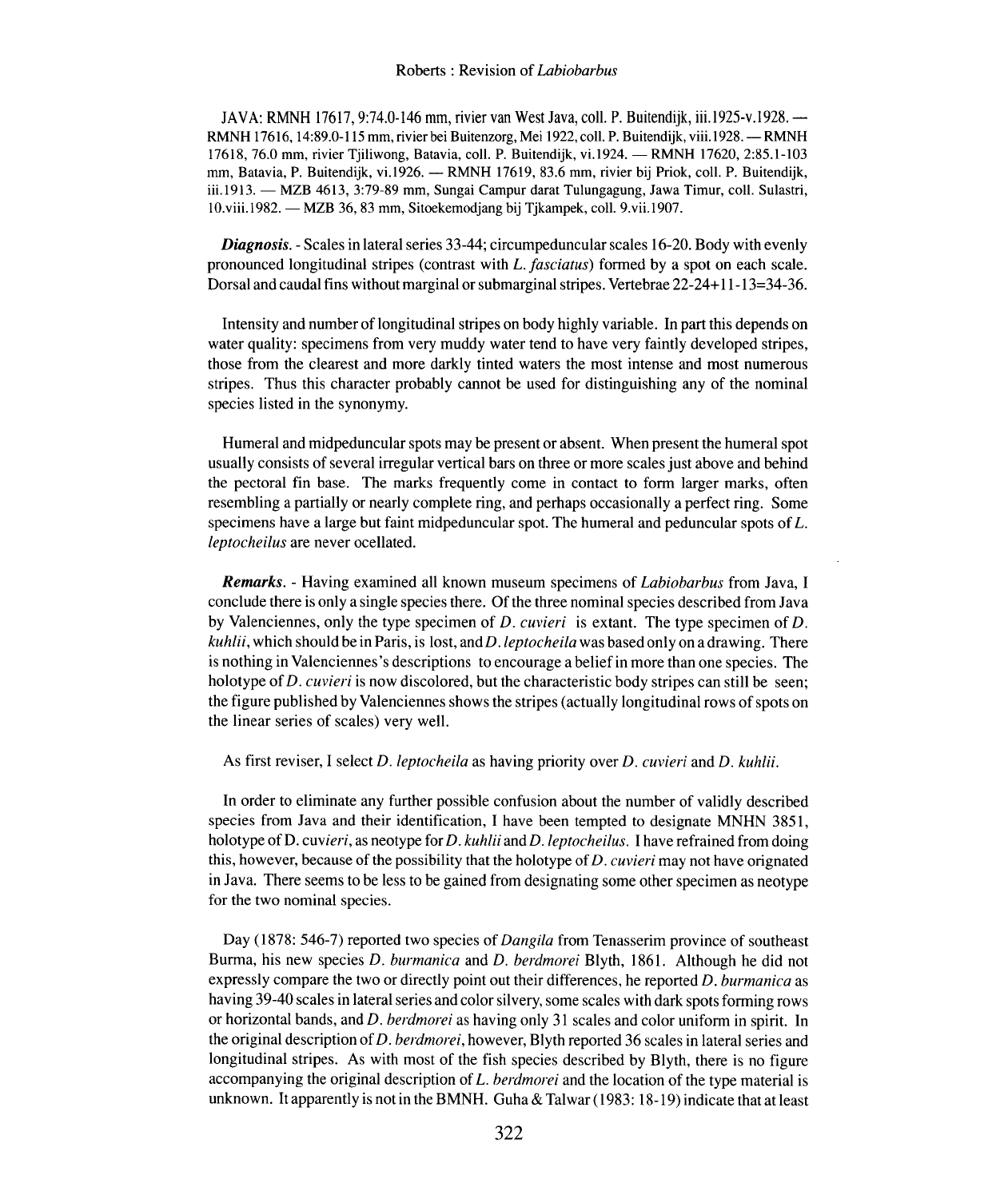JAVA: RMNH 17617, 9:74.0-146 mm, rivier van West Java, coll. P. Buitendijk, iii.1925-v.1928. — RMNH 17616, 14:89.0-115 mm, rivier bei Buitenzorg, Mei 1922, coll. P. Buitendijk, viii.1928. — RMNH 17618, 76.0 mm, rivier Tjiliwong, Batavia, coll. P. Buitendijk, vi.1924. — RMNH 17620, 2:85.1-103 mm, Batavia, P. Buitendijk, vi.1926. — RMNH 17619, 83.6 mm, rivier bij Priok, coll. P. Buitendijk, iii.1913. — MZB 4613, 3:79-89 mm, Sungai Campur darat Tulungagung, Jawa Timur, coll. Sulastri, 10.viii.1982. — MZB 36, 83 mm, Sitoekemodjang bij Tjkampek, coll. 9.vii.1907.

***Diagnosis.*** - Scales in lateral series 33-44; circumpeduncular scales 16-20. Body with evenly pronounced longitudinal stripes (contrast with *L. fasciatus*) formed by a spot on each scale. Dorsal and caudal fins without marginal or submarginal stripes. Vertebrae 22-24+11-13=34-36.

Intensity and number of longitudinal stripes on body highly variable. In part this depends on water quality: specimens from very muddy water tend to have very faintly developed stripes, those from the clearest and more darkly tinted waters the most intense and most numerous stripes. Thus this character probably cannot be used for distinguishing any of the nominal species listed in the synonymy.

Humeral and midpeduncular spots may be present or absent. When present the humeral spot usually consists of several irregular vertical bars on three or more scales just above and behind the pectoral fin base. The marks frequently come in contact to form larger marks, often resembling a partially or nearly complete ring, and perhaps occasionally a perfect ring. Some specimens have a large but faint midpeduncular spot. The humeral and peduncular spots of *L. leptocheilus* are never ocellated.

***Remarks.*** - Having examined all known museum specimens of *Labiobarbus* from Java, I conclude there is only a single species there. Of the three nominal species described from Java by Valenciennes, only the type specimen of *D. cuvieri* is extant. The type specimen of *D. kuhlii*, which should be in Paris, is lost, and *D. leptocheila* was based only on a drawing. There is nothing in Valenciennes's descriptions to encourage a belief in more than one species. The holotype of *D. cuvieri* is now discolored, but the characteristic body stripes can still be seen; the figure published by Valenciennes shows the stripes (actually longitudinal rows of spots on the linear series of scales) very well.

As first reviser, I select *D. leptocheila* as having priority over *D. cuvieri* and *D. kuhlii*.

In order to eliminate any further possible confusion about the number of validly described species from Java and their identification, I have been tempted to designate MNHN 3851, holotype of D. cu*vieri*, as neotype for *D. kuhlii* and *D. leptocheilus*. I have refrained from doing this, however, because of the possibility that the holotype of *D. cuvieri* may not have orignated in Java. There seems to be less to be gained from designating some other specimen as neotype for the two nominal species.

Day (1878: 546-7) reported two species of *Dangila* from Tenasserim province of southeast Burma, his new species *D. burmanica* and *D. berdmorei* Blyth, 1861. Although he did not expressly compare the two or directly point out their differences, he reported *D. burmanica* as having 39-40 scales in lateral series and color silvery, some scales with dark spots forming rows or horizontal bands, and *D. berdmorei* as having only 31 scales and color uniform in spirit. In the original description of *D. berdmorei*, however, Blyth reported 36 scales in lateral series and longitudinal stripes. As with most of the fish species described by Blyth, there is no figure accompanying the original description of *L. berdmorei* and the location of the type material is unknown. It apparently is not in the BMNH. Guha & Talwar (1983: 18-19) indicate that at least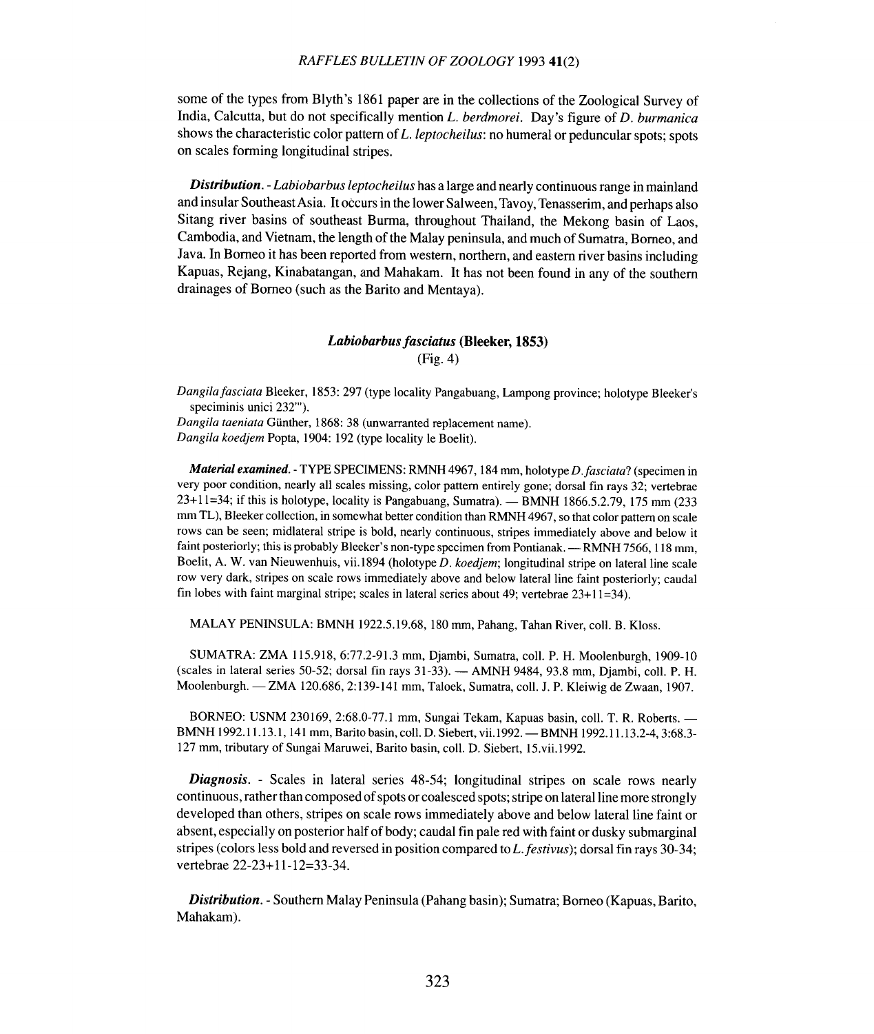some of the types from Blyth's 1861 paper are in the collections of the Zoological Survey of India, Calcutta, but do not specifically mention *L. berdmorei*. Day's figure of *D. burmanica* shows the characteristic color pattern of *L. leptocheilus*: no humeral or peduncular spots; spots on scales forming longitudinal stripes.

***Distribution***. - *Labiobarbus leptocheilus* has a large and nearly continuous range in mainland and insular Southeast Asia. It occurs in the lower Salween, Tavoy, Tenasserim, and perhaps also Sitang river basins of southeast Burma, throughout Thailand, the Mekong basin of Laos, Cambodia, and Vietnam, the length of the Malay peninsula, and much of Sumatra, Borneo, and Java. In Borneo it has been reported from western, northern, and eastern river basins including Kapuas, Rejang, Kinabatangan, and Mahakam. It has not been found in any of the southern drainages of Borneo (such as the Barito and Mentaya).

### *Labiobarbus fasciatus* (Bleeker, 1853)

(Fig. 4)

*Dangila fasciata* Bleeker, 1853: 297 (type locality Pangabuang, Lampong province; holotype Bleeker's speciminis unici 232"').
*Dangila taeniata* Günther, 1868: 38 (unwarranted replacement name).
*Dangila koedjem* Popta, 1904: 192 (type locality le Boelit).

***Material examined***. - TYPE SPECIMENS: RMNH 4967, 184 mm, holotype *D. fasciata*? (specimen in very poor condition, nearly all scales missing, color pattern entirely gone; dorsal fin rays 32; vertebrae 23+11=34; if this is holotype, locality is Pangabuang, Sumatra). — BMNH 1866.5.2.79, 175 mm (233 mm TL), Bleeker collection, in somewhat better condition than RMNH 4967, so that color pattern on scale rows can be seen; midlateral stripe is bold, nearly continuous, stripes immediately above and below it faint posteriorly; this is probably Bleeker's non-type specimen from Pontianak. — RMNH 7566, 118 mm, Boelit, A. W. van Nieuwenhuis, vii.1894 (holotype *D. koedjem*; longitudinal stripe on lateral line scale row very dark, stripes on scale rows immediately above and below lateral line faint posteriorly; caudal fin lobes with faint marginal stripe; scales in lateral series about 49; vertebrae 23+11=34).

MALAY PENINSULA: BMNH 1922.5.19.68, 180 mm, Pahang, Tahan River, coll. B. Kloss.

SUMATRA: ZMA 115.918, 6:77.2-91.3 mm, Djambi, Sumatra, coll. P. H. Moolenburgh, 1909-10 (scales in lateral series 50-52; dorsal fin rays 31-33). — AMNH 9484, 93.8 mm, Djambi, coll. P. H. Moolenburgh. — ZMA 120.686, 2:139-141 mm, Taloek, Sumatra, coll. J. P. Kleiwig de Zwaan, 1907.

BORNEO: USNM 230169, 2:68.0-77.1 mm, Sungai Tekam, Kapuas basin, coll. T. R. Roberts. — BMNH 1992.11.13.1, 141 mm, Barito basin, coll. D. Siebert, vii.1992. — BMNH 1992.11.13.2-4, 3:68.3-127 mm, tributary of Sungai Maruwei, Barito basin, coll. D. Siebert, 15.vii.1992.

***Diagnosis***. - Scales in lateral series 48-54; longitudinal stripes on scale rows nearly continuous, rather than composed of spots or coalesced spots; stripe on lateral line more strongly developed than others, stripes on scale rows immediately above and below lateral line faint or absent, especially on posterior half of body; caudal fin pale red with faint or dusky submarginal stripes (colors less bold and reversed in position compared to *L. festivus*); dorsal fin rays 30-34; vertebrae 22-23+11-12=33-34.

***Distribution***. - Southern Malay Peninsula (Pahang basin); Sumatra; Borneo (Kapuas, Barito, Mahakam).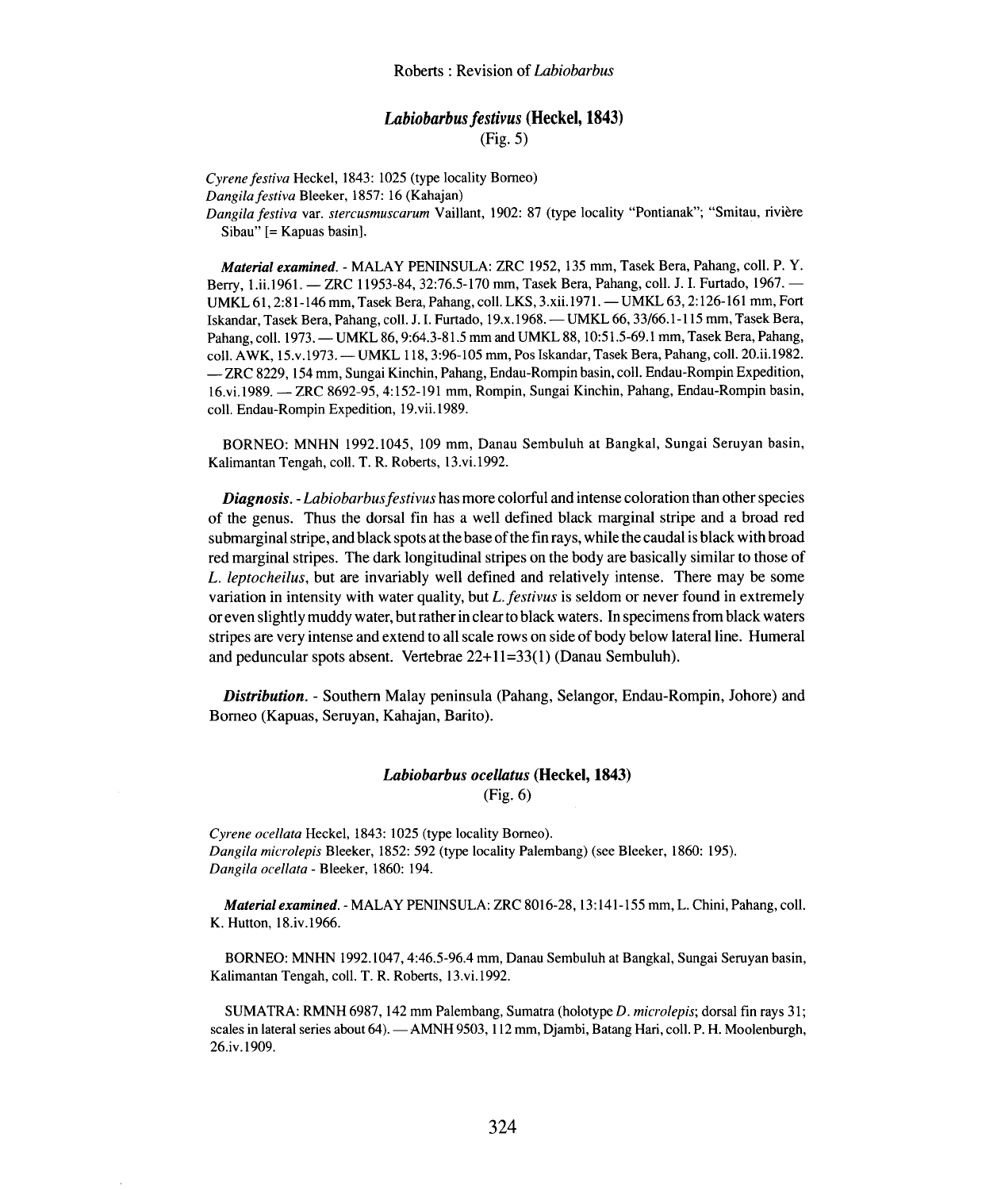## *Labiobarbus festivus* (Heckel, 1843)

(Fig. 5)

*Cyrene festiva* Heckel, 1843: 1025 (type locality Borneo)
*Dangila festiva* Bleeker, 1857: 16 (Kahajan)
*Dangila festiva* var. *stercusmuscarum* Vaillant, 1902: 87 (type locality "Pontianak"; "Smitau, rivière Sibau" [= Kapuas basin].

***Material examined.*** - MALAY PENINSULA: ZRC 1952, 135 mm, Tasek Bera, Pahang, coll. P. Y. Berry, 1.ii.1961. — ZRC 11953-84, 32:76.5-170 mm, Tasek Bera, Pahang, coll. J. I. Furtado, 1967. — UMKL 61, 2:81-146 mm, Tasek Bera, Pahang, coll. LKS, 3.xii.1971. — UMKL 63, 2:126-161 mm, Fort Iskandar, Tasek Bera, Pahang, coll. J. I. Furtado, 19.x.1968. — UMKL 66, 33/66.1-115 mm, Tasek Bera, Pahang, coll. 1973. — UMKL 86, 9:64.3-81.5 mm and UMKL 88, 10:51.5-69.1 mm, Tasek Bera, Pahang, coll. AWK, 15.v.1973. — UMKL 118, 3:96-105 mm, Pos Iskandar, Tasek Bera, Pahang, coll. 20.ii.1982. — ZRC 8229, 154 mm, Sungai Kinchin, Pahang, Endau-Rompin basin, coll. Endau-Rompin Expedition, 16.vi.1989. — ZRC 8692-95, 4:152-191 mm, Rompin, Sungai Kinchin, Pahang, Endau-Rompin basin, coll. Endau-Rompin Expedition, 19.vii.1989.

BORNEO: MNHN 1992.1045, 109 mm, Danau Sembuluh at Bangkal, Sungai Seruyan basin, Kalimantan Tengah, coll. T. R. Roberts, 13.vi.1992.

***Diagnosis.*** - *Labiobarbus festivus* has more colorful and intense coloration than other species of the genus. Thus the dorsal fin has a well defined black marginal stripe and a broad red submarginal stripe, and black spots at the base of the fin rays, while the caudal is black with broad red marginal stripes. The dark longitudinal stripes on the body are basically similar to those of *L. leptocheilus*, but are invariably well defined and relatively intense. There may be some variation in intensity with water quality, but *L. festivus* is seldom or never found in extremely or even slightly muddy water, but rather in clear to black waters. In specimens from black waters stripes are very intense and extend to all scale rows on side of body below lateral line. Humeral and peduncular spots absent. Vertebrae 22+11=33(1) (Danau Sembuluh).

***Distribution.*** - Southern Malay peninsula (Pahang, Selangor, Endau-Rompin, Johore) and Borneo (Kapuas, Seruyan, Kahajan, Barito).

## *Labiobarbus ocellatus* (Heckel, 1843)

(Fig. 6)

*Cyrene ocellata* Heckel, 1843: 1025 (type locality Borneo).
*Dangila microlepis* Bleeker, 1852: 592 (type locality Palembang) (see Bleeker, 1860: 195).
*Dangila ocellata* - Bleeker, 1860: 194.

***Material examined.*** - MALAY PENINSULA: ZRC 8016-28, 13:141-155 mm, L. Chini, Pahang, coll. K. Hutton, 18.iv.1966.

BORNEO: MNHN 1992.1047, 4:46.5-96.4 mm, Danau Sembuluh at Bangkal, Sungai Seruyan basin, Kalimantan Tengah, coll. T. R. Roberts, 13.vi.1992.

SUMATRA: RMNH 6987, 142 mm Palembang, Sumatra (holotype *D. microlepis*; dorsal fin rays 31; scales in lateral series about 64). — AMNH 9503, 112 mm, Djambi, Batang Hari, coll. P. H. Moolenburgh, 26.iv.1909.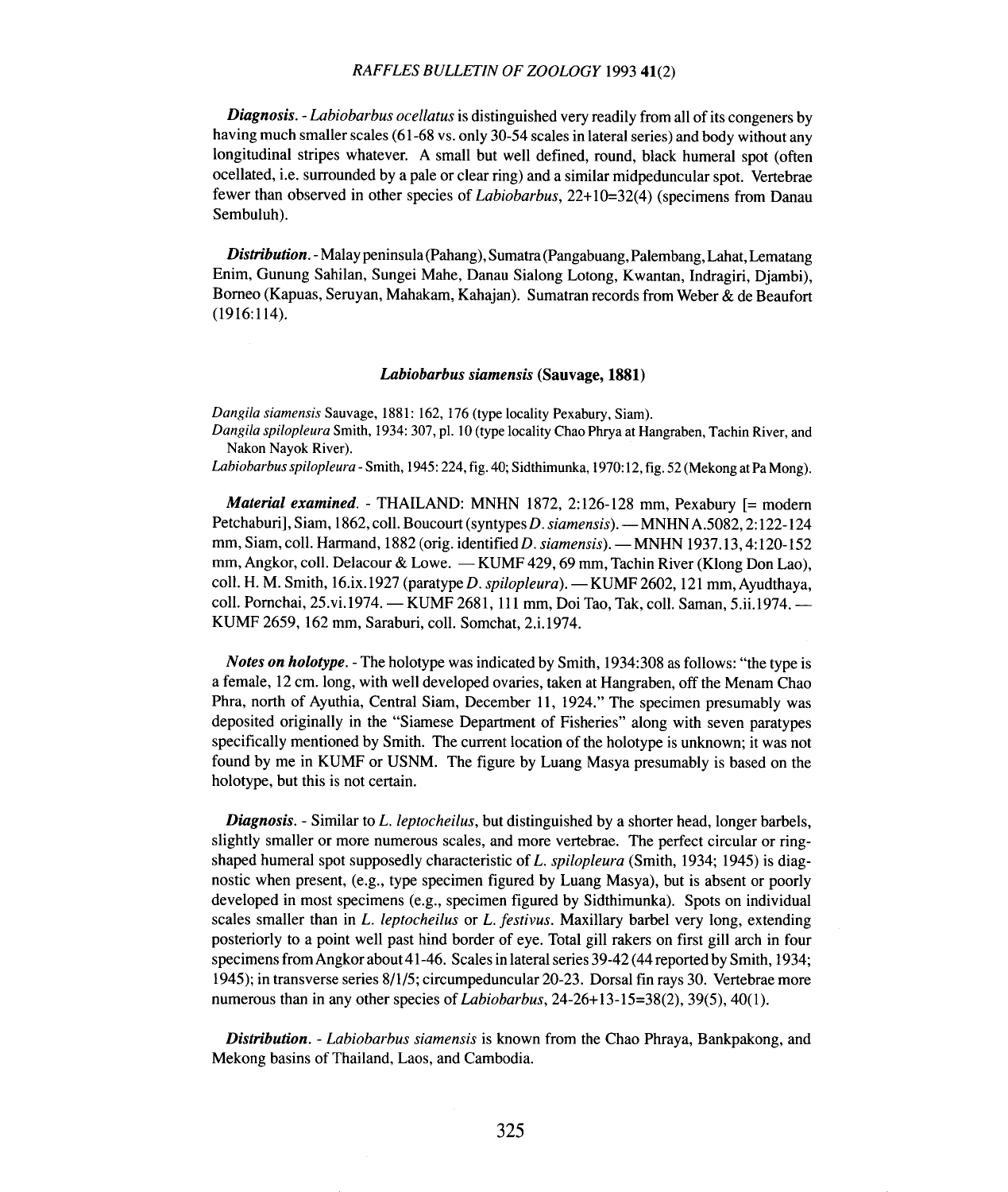***Diagnosis***. - *Labiobarbus ocellatus* is distinguished very readily from all of its congeners by having much smaller scales (61-68 vs. only 30-54 scales in lateral series) and body without any longitudinal stripes whatever. A small but well defined, round, black humeral spot (often ocellated, i.e. surrounded by a pale or clear ring) and a similar midpeduncular spot. Vertebrae fewer than observed in other species of *Labiobarbus*, 22+10=32(4) (specimens from Danau Sembuluh).

***Distribution***. - Malay peninsula (Pahang), Sumatra (Pangabuang, Palembang, Lahat, Lematang Enim, Gunung Sahilan, Sungei Mahe, Danau Sialong Lotong, Kwantan, Indragiri, Djambi), Borneo (Kapuas, Seruyan, Mahakam, Kahajan). Sumatran records from Weber & de Beaufort (1916:114).

### ***Labiobarbus siamensis* (Sauvage, 1881)**

*Dangila siamensis* Sauvage, 1881: 162, 176 (type locality Pexabury, Siam).
*Dangila spilopleura* Smith, 1934: 307, pl. 10 (type locality Chao Phrya at Hangraben, Tachin River, and Nakon Nayok River).
*Labiobarbus spilopleura* - Smith, 1945: 224, fig. 40; Sidthimunka, 1970: 12, fig. 52 (Mekong at Pa Mong).

***Material examined***. - THAILAND: MNHN 1872, 2:126-128 mm, Pexabury [= modern Petchaburi], Siam, 1862, coll. Boucourt (syntypes *D. siamensis*). — MNHN A.5082, 2:122-124 mm, Siam, coll. Harmand, 1882 (orig. identified *D. siamensis*). — MNHN 1937.13, 4:120-152 mm, Angkor, coll. Delacour & Lowe. — KUMF 429, 69 mm, Tachin River (Klong Don Lao), coll. H. M. Smith, 16.ix.1927 (paratype *D. spilopleura*). — KUMF 2602, 121 mm, Ayudthaya, coll. Pornchai, 25.vi.1974. — KUMF 2681, 111 mm, Doi Tao, Tak, coll. Saman, 5.ii.1974. — KUMF 2659, 162 mm, Saraburi, coll. Somchat, 2.i.1974.

***Notes on holotype***. - The holotype was indicated by Smith, 1934:308 as follows: "the type is a female, 12 cm. long, with well developed ovaries, taken at Hangraben, off the Menam Chao Phra, north of Ayuthia, Central Siam, December 11, 1924." The specimen presumably was deposited originally in the "Siamese Department of Fisheries" along with seven paratypes specifically mentioned by Smith. The current location of the holotype is unknown; it was not found by me in KUMF or USNM. The figure by Luang Masya presumably is based on the holotype, but this is not certain.

***Diagnosis***. - Similar to *L. leptocheilus*, but distinguished by a shorter head, longer barbels, slightly smaller or more numerous scales, and more vertebrae. The perfect circular or ring-shaped humeral spot supposedly characteristic of *L. spilopleura* (Smith, 1934; 1945) is diagnostic when present, (e.g., type specimen figured by Luang Masya), but is absent or poorly developed in most specimens (e.g., specimen figured by Sidthimunka). Spots on individual scales smaller than in *L. leptocheilus* or *L. festivus*. Maxillary barbel very long, extending posteriorly to a point well past hind border of eye. Total gill rakers on first gill arch in four specimens from Angkor about 41-46. Scales in lateral series 39-42 (44 reported by Smith, 1934; 1945); in transverse series 8/1/5; circumpeduncular 20-23. Dorsal fin rays 30. Vertebrae more numerous than in any other species of *Labiobarbus*, 24-26+13-15=38(2), 39(5), 40(1).

***Distribution***. - *Labiobarbus siamensis* is known from the Chao Phraya, Bankpakong, and Mekong basins of Thailand, Laos, and Cambodia.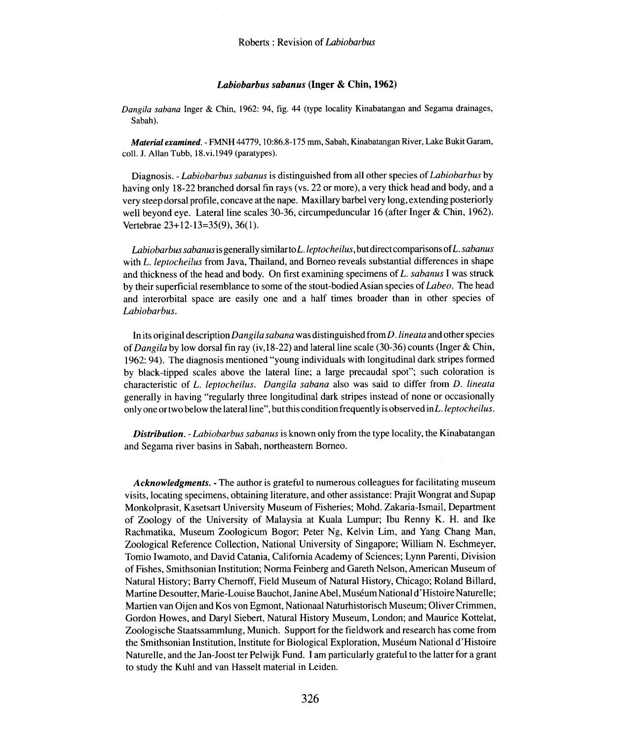### *Labiobarbus sabanus* (Inger & Chin, 1962)

*Dangila sabana* Inger & Chin, 1962: 94, fig. 44 (type locality Kinabatangan and Segama drainages, Sabah).

***Material examined.*** - FMNH 44779, 10:86.8-175 mm, Sabah, Kinabatangan River, Lake Bukit Garam, coll. J. Allan Tubb, 18.vi.1949 (paratypes).

Diagnosis. - *Labiobarbus sabanus* is distinguished from all other species of *Labiobarbus* by having only 18-22 branched dorsal fin rays (vs. 22 or more), a very thick head and body, and a very steep dorsal profile, concave at the nape. Maxillary barbel very long, extending posteriorly well beyond eye. Lateral line scales 30-36, circumpeduncular 16 (after Inger & Chin, 1962). Vertebrae 23+12-13=35(9), 36(1).

*Labiobarbus sabanus* is generally similar to *L. leptocheilus*, but direct comparisons of *L. sabanus* with *L. leptocheilus* from Java, Thailand, and Borneo reveals substantial differences in shape and thickness of the head and body. On first examining specimens of *L. sabanus* I was struck by their superficial resemblance to some of the stout-bodied Asian species of *Labeo*. The head and interorbital space are easily one and a half times broader than in other species of *Labiobarbus*.

In its original description *Dangila sabana* was distinguished from *D. lineata* and other species of *Dangila* by low dorsal fin ray (iv,18-22) and lateral line scale (30-36) counts (Inger & Chin, 1962: 94). The diagnosis mentioned "young individuals with longitudinal dark stripes formed by black-tipped scales above the lateral line; a large precaudal spot"; such coloration is characteristic of *L. leptocheilus*. *Dangila sabana* also was said to differ from *D. lineata* generally in having "regularly three longitudinal dark stripes instead of none or occasionally only one or two below the lateral line", but this condition frequently is observed in *L. leptocheilus*.

***Distribution.*** - *Labiobarbus sabanus* is known only from the type locality, the Kinabatangan and Segama river basins in Sabah, northeastern Borneo.

***Acknowledgments.*** - The author is grateful to numerous colleagues for facilitating museum visits, locating specimens, obtaining literature, and other assistance: Prajit Wongrat and Supap Monkolprasit, Kasetsart University Museum of Fisheries; Mohd. Zakaria-Ismail, Department of Zoology of the University of Malaysia at Kuala Lumpur; Ibu Renny K. H. and Ike Rachmatika, Museum Zoologicum Bogor; Peter Ng, Kelvin Lim, and Yang Chang Man, Zoological Reference Collection, National University of Singapore; William N. Eschmeyer, Tomio Iwamoto, and David Catania, California Academy of Sciences; Lynn Parenti, Division of Fishes, Smithsonian Institution; Norma Feinberg and Gareth Nelson, American Museum of Natural History; Barry Chernoff, Field Museum of Natural History, Chicago; Roland Billard, Martine Desoutter, Marie-Louise Bauchot, Janine Abel, Muséum National d'Histoire Naturelle; Martien van Oijen and Kos von Egmont, Nationaal Naturhistorisch Museum; Oliver Crimmen, Gordon Howes, and Daryl Siebert, Natural History Museum, London; and Maurice Kottelat, Zoologische Staatssammlung, Munich. Support for the fieldwork and research has come from the Smithsonian Institution, Institute for Biological Exploration, Muséum National d'Histoire Naturelle, and the Jan-Joost ter Pelwijk Fund. I am particularly grateful to the latter for a grant to study the Kuhl and van Hasselt material in Leiden.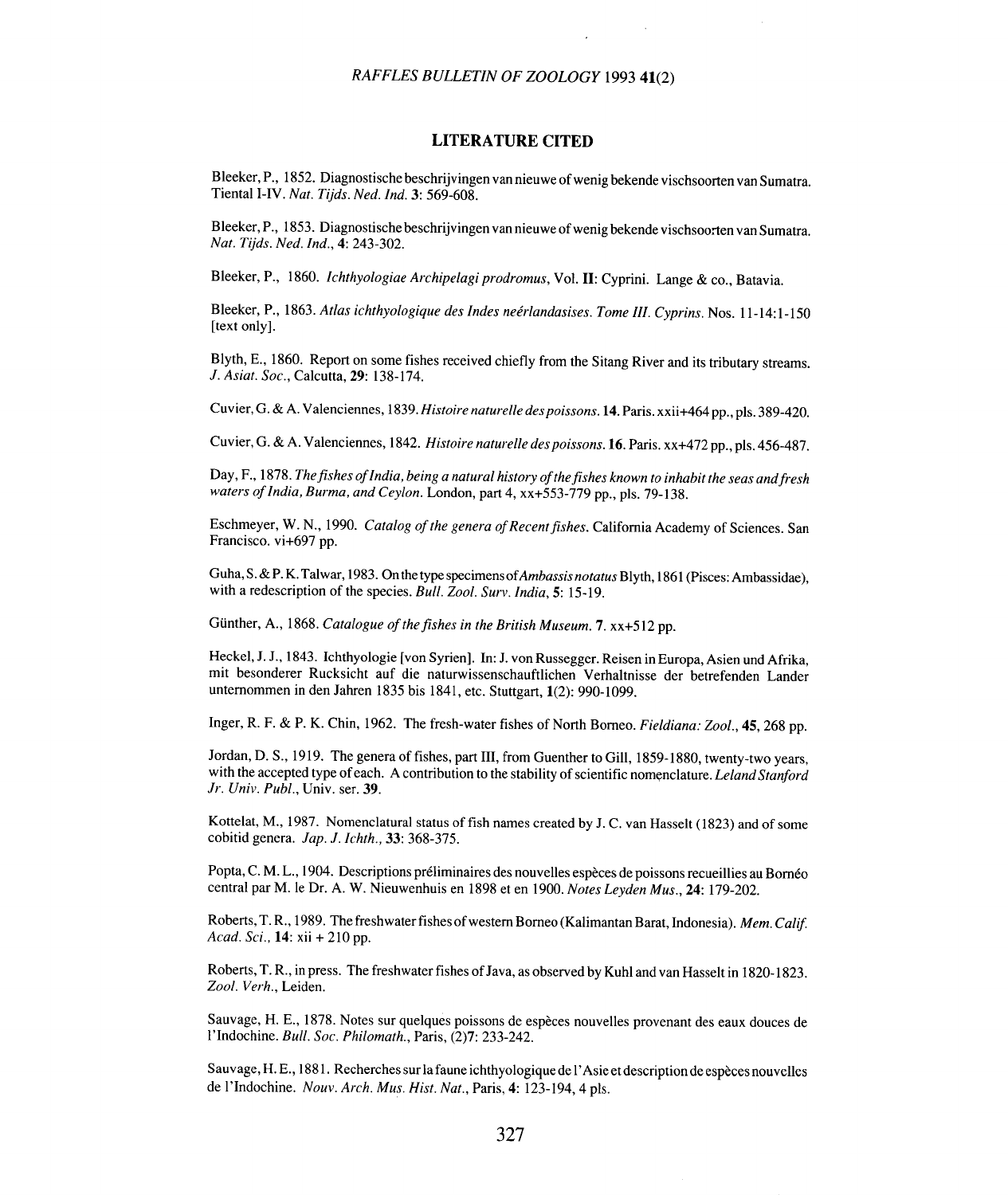## LITERATURE CITED

Bleeker, P., 1852. Diagnostische beschrijvingen van nieuwe of wenig bekende vischsoorten van Sumatra. Tiental I-IV. *Nat. Tijds. Ned. Ind.* **3**: 569-608.

Bleeker, P., 1853. Diagnostische beschrijvingen van nieuwe of wenig bekende vischsoorten van Sumatra. *Nat. Tijds. Ned. Ind.*, **4**: 243-302.

Bleeker, P., 1860. *Ichthyologiae Archipelagi prodromus*, Vol. **II**: Cyprini. Lange & co., Batavia.

Bleeker, P., 1863. *Atlas ichthyologique des Indes neérlandasises. Tome III. Cyprins.* Nos. 11-14:1-150 [text only].

Blyth, E., 1860. Report on some fishes received chiefly from the Sitang River and its tributary streams. *J. Asiat. Soc.*, Calcutta, **29**: 138-174.

Cuvier, G. & A. Valenciennes, 1839. *Histoire naturelle des poissons.* **14**. Paris. xxii+464 pp., pls. 389-420.

Cuvier, G. & A. Valenciennes, 1842. *Histoire naturelle des poissons.* **16**. Paris. xx+472 pp., pls. 456-487.

Day, F., 1878. *The fishes of India, being a natural history of the fishes known to inhabit the seas and fresh waters of India, Burma, and Ceylon.* London, part 4, xx+553-779 pp., pls. 79-138.

Eschmeyer, W. N., 1990. *Catalog of the genera of Recent fishes.* California Academy of Sciences. San Francisco. vi+697 pp.

Guha, S. & P. K. Talwar, 1983. On the type specimens of *Ambassis notatus* Blyth, 1861 (Pisces: Ambassidae), with a redescription of the species. *Bull. Zool. Surv. India*, **5**: 15-19.

Günther, A., 1868. *Catalogue of the fishes in the British Museum.* **7**. xx+512 pp.

Heckel, J. J., 1843. Ichthyologie [von Syrien]. In: J. von Russegger. Reisen in Europa, Asien und Afrika, mit besonderer Rucksicht auf die naturwissenschauftlichen Verhaltnisse der betrefenden Lander unternommen in den Jahren 1835 bis 1841, etc. Stuttgart, **1**(2): 990-1099.

Inger, R. F. & P. K. Chin, 1962. The fresh-water fishes of North Borneo. *Fieldiana: Zool.*, **45**, 268 pp.

Jordan, D. S., 1919. The genera of fishes, part III, from Guenther to Gill, 1859-1880, twenty-two years, with the accepted type of each. A contribution to the stability of scientific nomenclature. *Leland Stanford Jr. Univ. Publ.*, Univ. ser. **39**.

Kottelat, M., 1987. Nomenclatural status of fish names created by J. C. van Hasselt (1823) and of some cobitid genera. *Jap. J. Ichth.*, **33**: 368-375.

Popta, C. M. L., 1904. Descriptions préliminaires des nouvelles espèces de poissons recueillies au Bornéo central par M. le Dr. A. W. Nieuwenhuis en 1898 et en 1900. *Notes Leyden Mus.*, **24**: 179-202.

Roberts, T. R., 1989. The freshwater fishes of western Borneo (Kalimantan Barat, Indonesia). *Mem. Calif. Acad. Sci.*, **14**: xii + 210 pp.

Roberts, T. R., in press. The freshwater fishes of Java, as observed by Kuhl and van Hasselt in 1820-1823. *Zool. Verh.*, Leiden.

Sauvage, H. E., 1878. Notes sur quelques poissons de espèces nouvelles provenant des eaux douces de l'Indochine. *Bull. Soc. Philomath.*, Paris, (2)**7**: 233-242.

Sauvage, H. E., 1881. Recherches sur la faune ichthyologique de l'Asie et description de espèces nouvelles de l'Indochine. *Nouv. Arch. Mus. Hist. Nat.*, Paris, **4**: 123-194, 4 pls.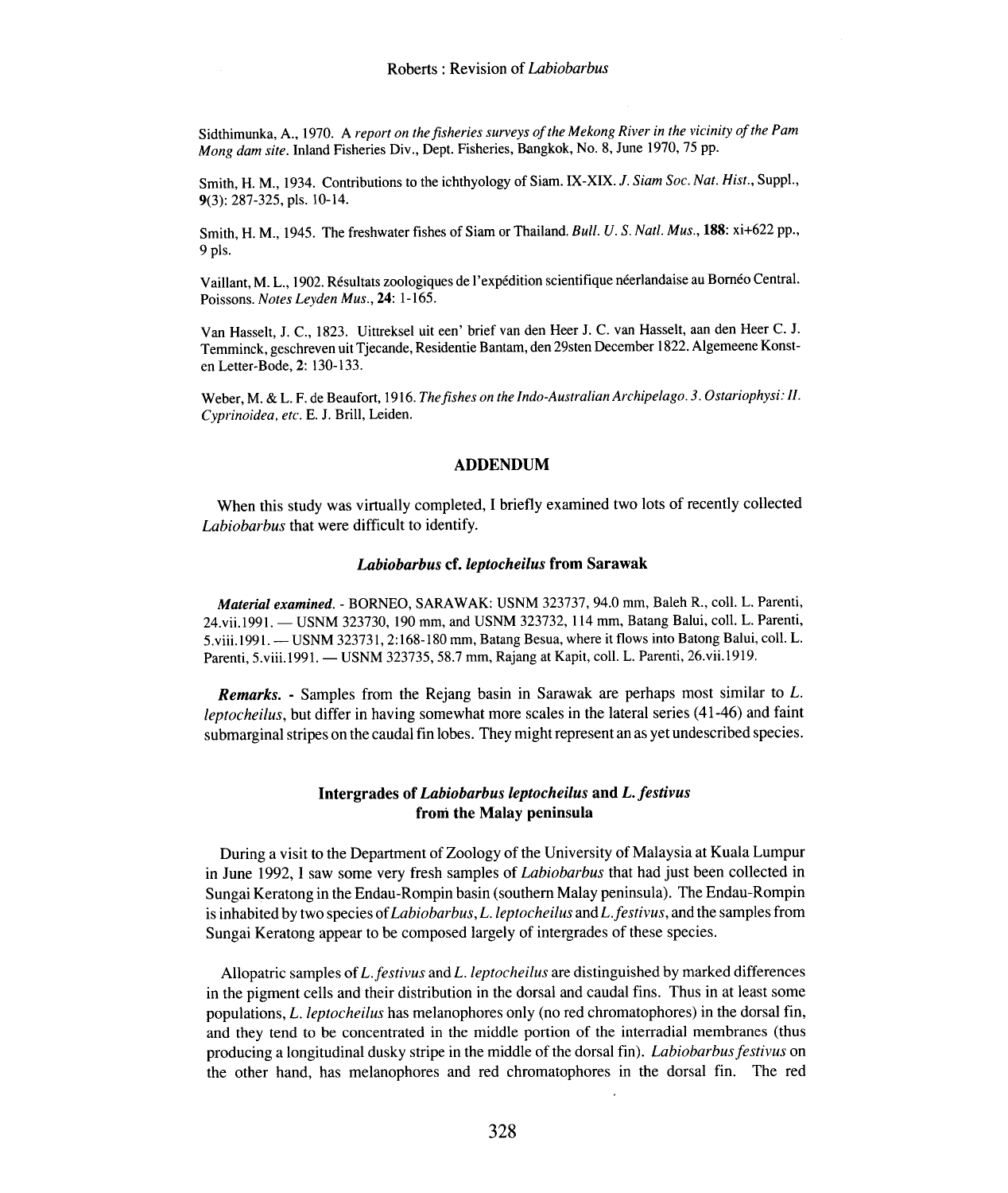Sidthimunka, A., 1970. A *report on the fisheries surveys of the Mekong River in the vicinity of the Pam Mong dam site*. Inland Fisheries Div., Dept. Fisheries, Bangkok, No. 8, June 1970, 75 pp.

Smith, H. M., 1934. Contributions to the ichthyology of Siam. IX-XIX. *J. Siam Soc. Nat. Hist.*, Suppl., **9**(3): 287-325, pls. 10-14.

Smith, H. M., 1945. The freshwater fishes of Siam or Thailand. *Bull. U. S. Natl. Mus.*, **188**: xi+622 pp., 9 pls.

Vaillant, M. L., 1902. Résultats zoologiques de l'expédition scientifique néerlandaise au Bornéo Central. Poissons. *Notes Leyden Mus.*, **24**: 1-165.

Van Hasselt, J. C., 1823. Uittreksel uit een' brief van den Heer J. C. van Hasselt, aan den Heer C. J. Temminck, geschreven uit Tjecande, Residentie Bantam, den 29sten December 1822. Algemeene Konst- en Letter-Bode, **2**: 130-133.

Weber, M. & L. F. de Beaufort, 1916. *The fishes on the Indo-Australian Archipelago. 3. Ostariophysi: II. Cyprinoidea, etc.* E. J. Brill, Leiden.

## ADDENDUM

When this study was virtually completed, I briefly examined two lots of recently collected *Labiobarbus* that were difficult to identify.

### *Labiobarbus* cf. *leptocheilus* from Sarawak

***Material examined.*** - BORNEO, SARAWAK: USNM 323737, 94.0 mm, Baleh R., coll. L. Parenti, 24.vii.1991. — USNM 323730, 190 mm, and USNM 323732, 114 mm, Batang Balui, coll. L. Parenti, 5.viii.1991. — USNM 323731, 2:168-180 mm, Batang Besua, where it flows into Batong Balui, coll. L. Parenti, 5.viii.1991. — USNM 323735, 58.7 mm, Rajang at Kapit, coll. L. Parenti, 26.vii.1919.

***Remarks.*** - Samples from the Rejang basin in Sarawak are perhaps most similar to *L. leptocheilus*, but differ in having somewhat more scales in the lateral series (41-46) and faint submarginal stripes on the caudal fin lobes. They might represent an as yet undescribed species.

### Intergrades of *Labiobarbus leptocheilus* and *L. festivus* from the Malay peninsula

During a visit to the Department of Zoology of the University of Malaysia at Kuala Lumpur in June 1992, I saw some very fresh samples of *Labiobarbus* that had just been collected in Sungai Keratong in the Endau-Rompin basin (southern Malay peninsula). The Endau-Rompin is inhabited by two species of *Labiobarbus*, *L. leptocheilus* and *L. festivus*, and the samples from Sungai Keratong appear to be composed largely of intergrades of these species.

Allopatric samples of *L. festivus* and *L. leptocheilus* are distinguished by marked differences in the pigment cells and their distribution in the dorsal and caudal fins. Thus in at least some populations, *L. leptocheilus* has melanophores only (no red chromatophores) in the dorsal fin, and they tend to be concentrated in the middle portion of the interradial membranes (thus producing a longitudinal dusky stripe in the middle of the dorsal fin). *Labiobarbus festivus* on the other hand, has melanophores and red chromatophores in the dorsal fin. The red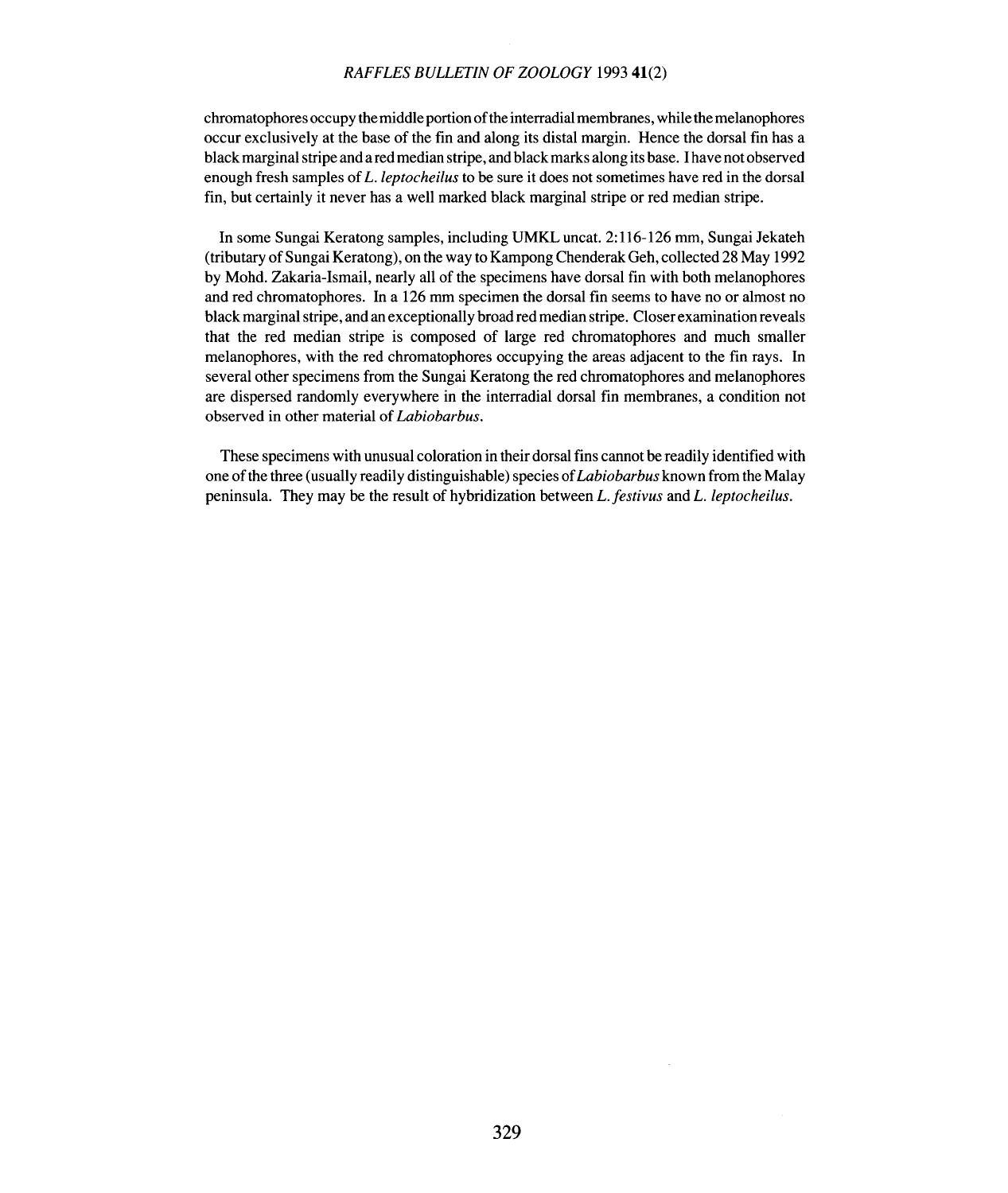chromatophores occupy the middle portion of the interradial membranes, while the melanophores occur exclusively at the base of the fin and along its distal margin. Hence the dorsal fin has a black marginal stripe and a red median stripe, and black marks along its base. I have not observed enough fresh samples of *L. leptocheilus* to be sure it does not sometimes have red in the dorsal fin, but certainly it never has a well marked black marginal stripe or red median stripe.

In some Sungai Keratong samples, including UMKL uncat. 2:116-126 mm, Sungai Jekateh (tributary of Sungai Keratong), on the way to Kampong Chenderak Geh, collected 28 May 1992 by Mohd. Zakaria-Ismail, nearly all of the specimens have dorsal fin with both melanophores and red chromatophores. In a 126 mm specimen the dorsal fin seems to have no or almost no black marginal stripe, and an exceptionally broad red median stripe. Closer examination reveals that the red median stripe is composed of large red chromatophores and much smaller melanophores, with the red chromatophores occupying the areas adjacent to the fin rays. In several other specimens from the Sungai Keratong the red chromatophores and melanophores are dispersed randomly everywhere in the interradial dorsal fin membranes, a condition not observed in other material of *Labiobarbus*.

These specimens with unusual coloration in their dorsal fins cannot be readily identified with one of the three (usually readily distinguishable) species of *Labiobarbus* known from the Malay peninsula. They may be the result of hybridization between *L. festivus* and *L. leptocheilus*.